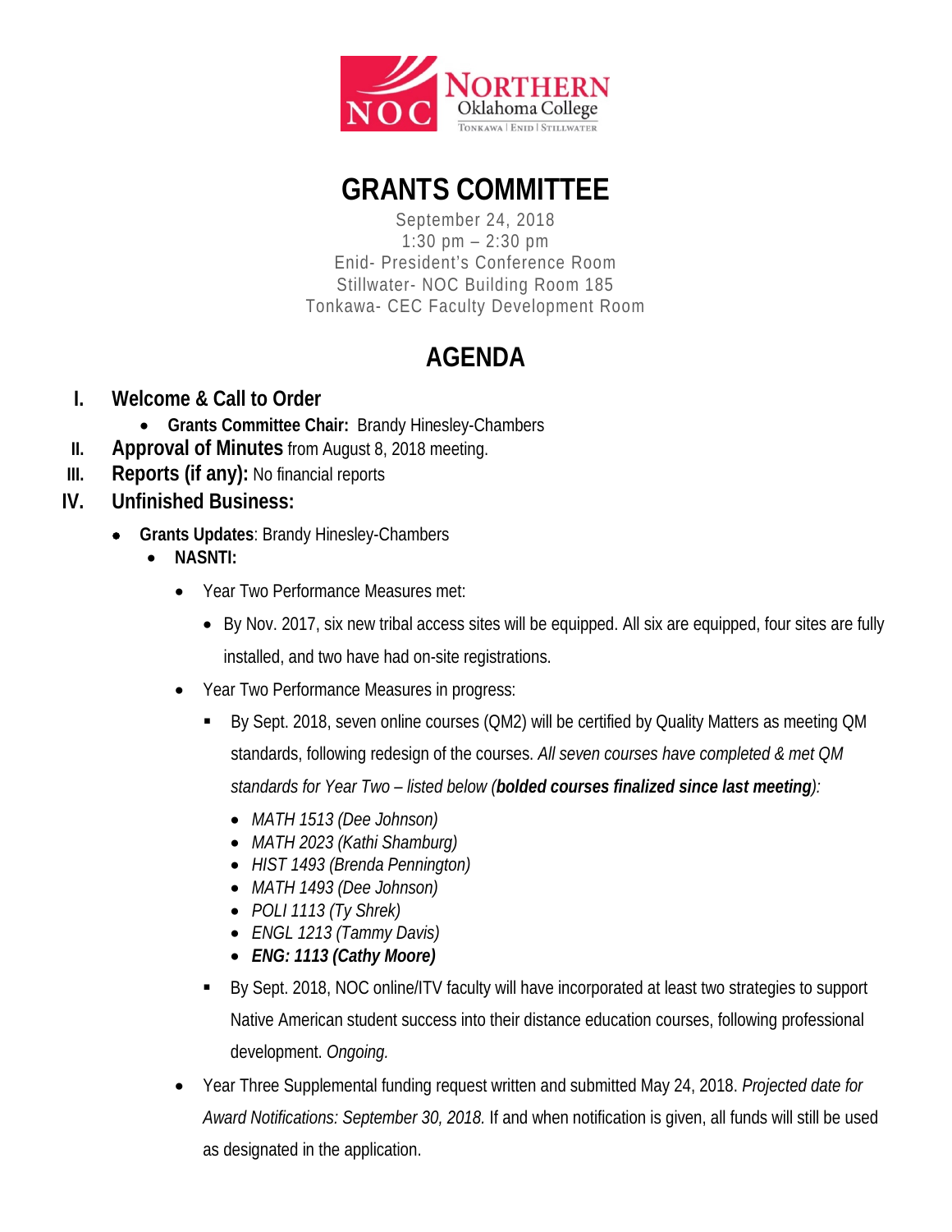NORTHERN Oklahoma College
TONKAWA | ENID | STILLWATER

# GRANTS COMMITTEE

September 24, 2018
1:30 pm – 2:30 pm
Enid- President's Conference Room
Stillwater- NOC Building Room 185
Tonkawa- CEC Faculty Development Room

# AGENDA

I. **Welcome & Call to Order**
   - **Grants Committee Chair:** Brandy Hinesley-Chambers

II. **Approval of Minutes** from August 8, 2018 meeting.

III. **Reports (if any):** No financial reports

IV. **Unfinished Business:**

- **Grants Updates**: Brandy Hinesley-Chambers
  - **NASNTI:**
    - Year Two Performance Measures met:
      - By Nov. 2017, six new tribal access sites will be equipped. All six are equipped, four sites are fully installed, and two have had on-site registrations.
    - Year Two Performance Measures in progress:
      - By Sept. 2018, seven online courses (QM2) will be certified by Quality Matters as meeting QM standards, following redesign of the courses. *All seven courses have completed & met QM standards for Year Two – listed below (**bolded courses finalized since last meeting**):*
        - *MATH 1513 (Dee Johnson)*
        - *MATH 2023 (Kathi Shamburg)*
        - *HIST 1493 (Brenda Pennington)*
        - *MATH 1493 (Dee Johnson)*
        - *POLI 1113 (Ty Shrek)*
        - *ENGL 1213 (Tammy Davis)*
        - ***ENG: 1113 (Cathy Moore)***
      - By Sept. 2018, NOC online/ITV faculty will have incorporated at least two strategies to support Native American student success into their distance education courses, following professional development. *Ongoing.*
    - Year Three Supplemental funding request written and submitted May 24, 2018. *Projected date for Award Notifications: September 30, 2018.* If and when notification is given, all funds will still be used as designated in the application.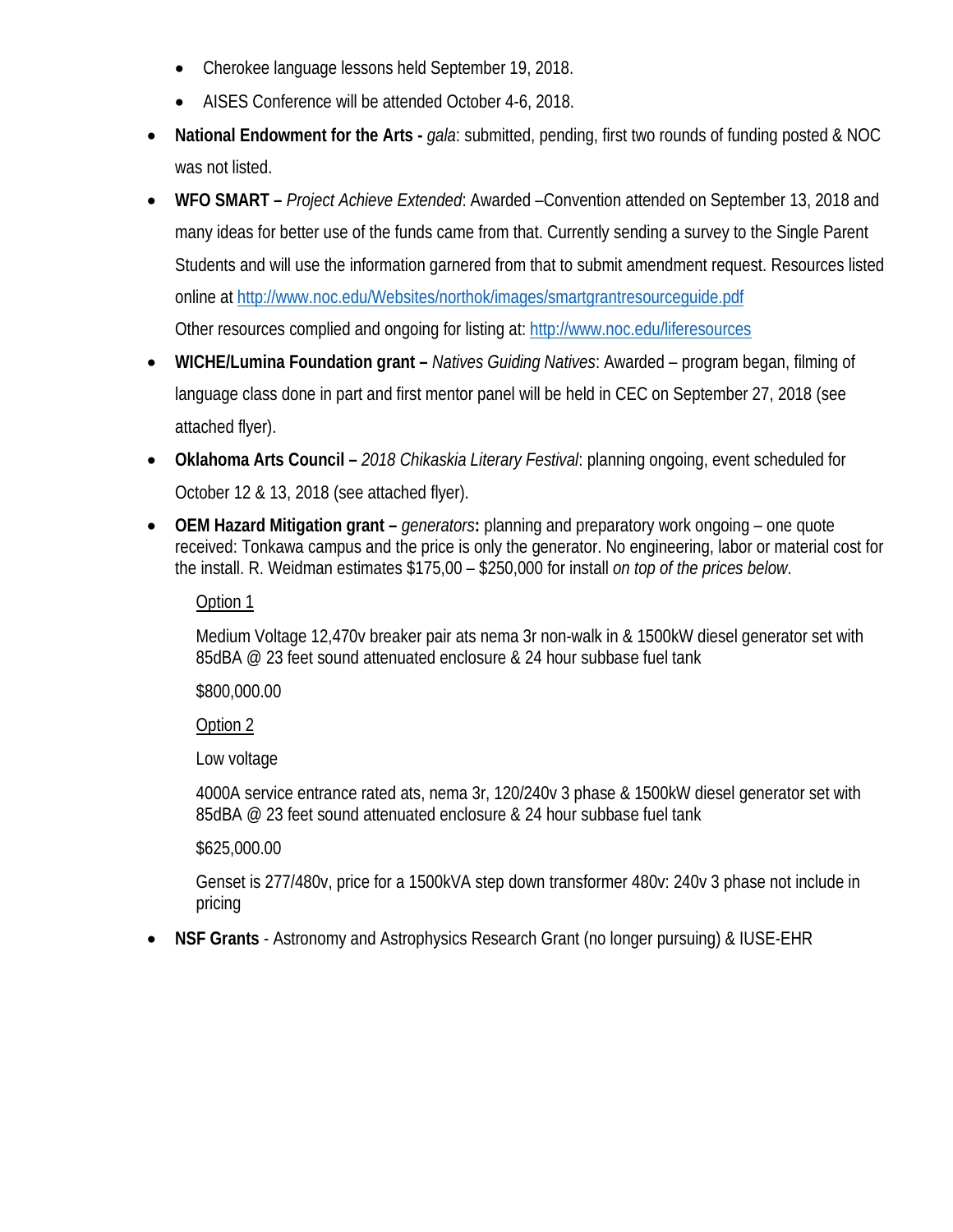- Cherokee language lessons held September 19, 2018.
- AISES Conference will be attended October 4-6, 2018.

- **National Endowment for the Arts -** *gala*: submitted, pending, first two rounds of funding posted & NOC was not listed.
- **WFO SMART –** *Project Achieve Extended*: Awarded –Convention attended on September 13, 2018 and many ideas for better use of the funds came from that. Currently sending a survey to the Single Parent Students and will use the information garnered from that to submit amendment request. Resources listed online at http://www.noc.edu/Websites/northok/images/smartgrantresourceguide.pdf
  Other resources complied and ongoing for listing at: http://www.noc.edu/liferesources
- **WICHE/Lumina Foundation grant –** *Natives Guiding Natives*: Awarded – program began, filming of language class done in part and first mentor panel will be held in CEC on September 27, 2018 (see attached flyer).
- **Oklahoma Arts Council –** *2018 Chikaskia Literary Festival*: planning ongoing, event scheduled for October 12 & 13, 2018 (see attached flyer).
- **OEM Hazard Mitigation grant –** *generators***:** planning and preparatory work ongoing – one quote received: Tonkawa campus and the price is only the generator. No engineering, labor or material cost for the install. R. Weidman estimates $175,00 – $250,000 for install *on top of the prices below*.

  Option 1

  Medium Voltage 12,470v breaker pair ats nema 3r non-walk in & 1500kW diesel generator set with 85dBA @ 23 feet sound attenuated enclosure & 24 hour subbase fuel tank

  $800,000.00

  Option 2

  Low voltage

  4000A service entrance rated ats, nema 3r, 120/240v 3 phase & 1500kW diesel generator set with 85dBA @ 23 feet sound attenuated enclosure & 24 hour subbase fuel tank

  $625,000.00

  Genset is 277/480v, price for a 1500kVA step down transformer 480v: 240v 3 phase not include in pricing

- **NSF Grants** - Astronomy and Astrophysics Research Grant (no longer pursuing) & IUSE-EHR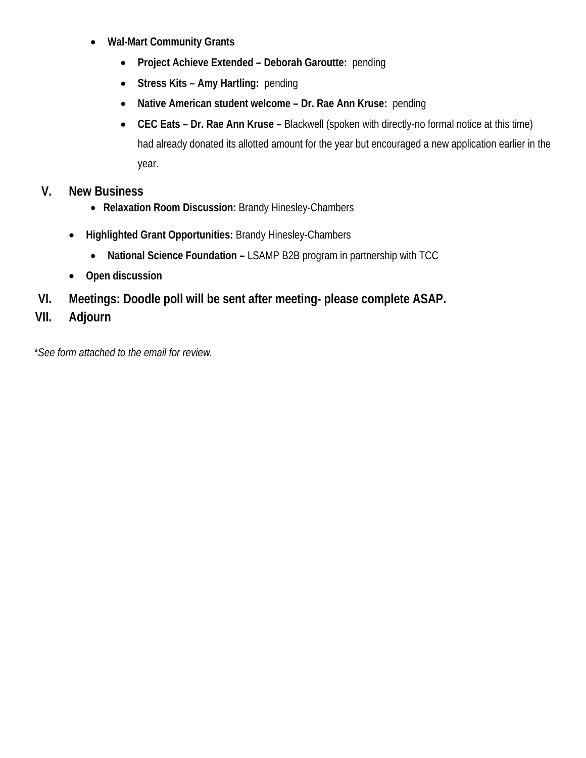- **Wal-Mart Community Grants**
    - **Project Achieve Extended – Deborah Garoutte:** pending
    - **Stress Kits – Amy Hartling:** pending
    - **Native American student welcome – Dr. Rae Ann Kruse:** pending
    - **CEC Eats – Dr. Rae Ann Kruse –** Blackwell (spoken with directly-no formal notice at this time) had already donated its allotted amount for the year but encouraged a new application earlier in the year.

**V. New Business**

- **Relaxation Room Discussion:** Brandy Hinesley-Chambers
- **Highlighted Grant Opportunities:** Brandy Hinesley-Chambers
    - **National Science Foundation –** LSAMP B2B program in partnership with TCC
- **Open discussion**

**VI. Meetings: Doodle poll will be sent after meeting- please complete ASAP.**

**VII. Adjourn**

**See form attached to the email for review.*